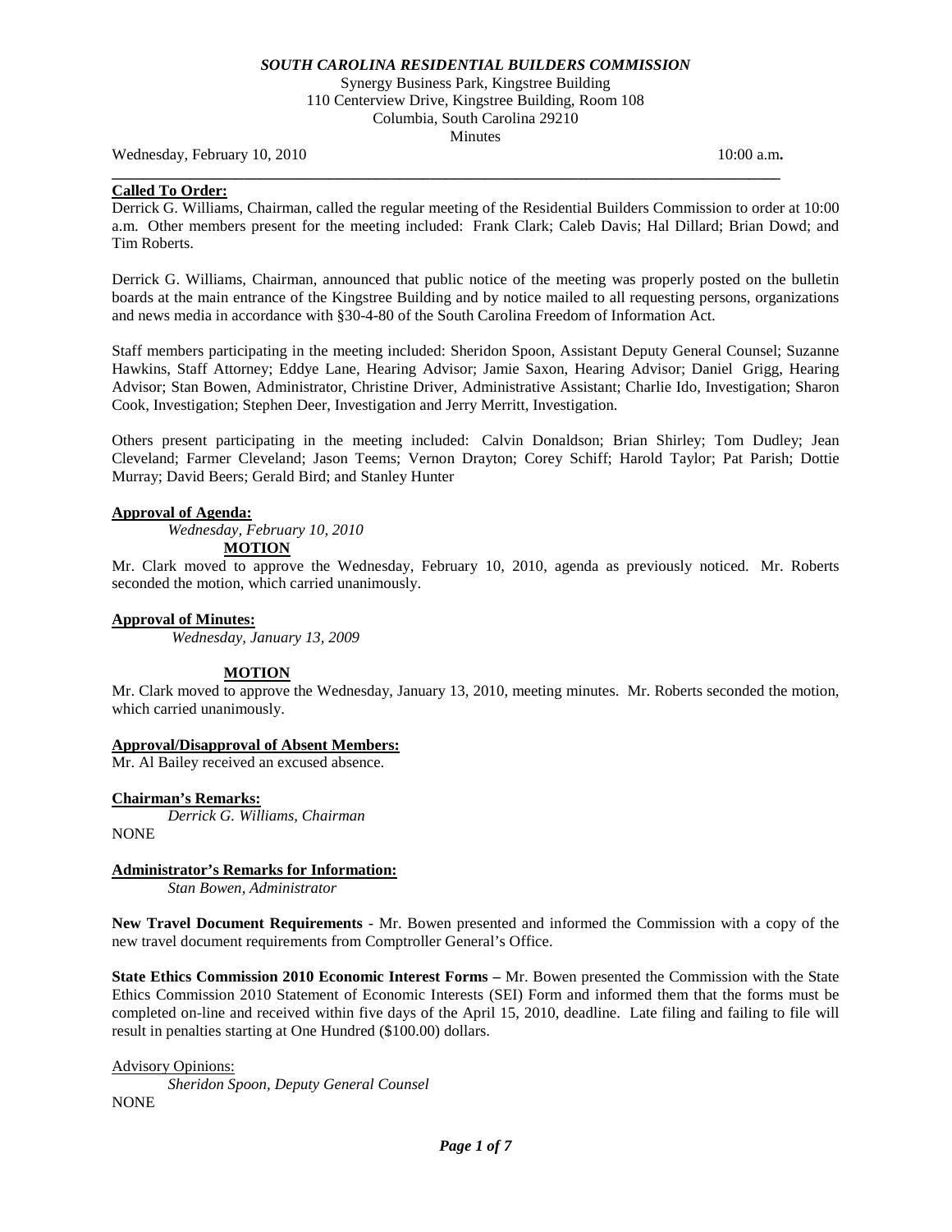# *SOUTH CAROLINA RESIDENTIAL BUILDERS COMMISSION*

Synergy Business Park, Kingstree Building
110 Centerview Drive, Kingstree Building, Room 108
Columbia, South Carolina 29210
Minutes

Wednesday, February 10, 2010 10:00 a.m**.**

---

**Called To Order:**

Derrick G. Williams, Chairman, called the regular meeting of the Residential Builders Commission to order at 10:00 a.m. Other members present for the meeting included: Frank Clark; Caleb Davis; Hal Dillard; Brian Dowd; and Tim Roberts.

Derrick G. Williams, Chairman, announced that public notice of the meeting was properly posted on the bulletin boards at the main entrance of the Kingstree Building and by notice mailed to all requesting persons, organizations and news media in accordance with §30-4-80 of the South Carolina Freedom of Information Act.

Staff members participating in the meeting included: Sheridon Spoon, Assistant Deputy General Counsel; Suzanne Hawkins, Staff Attorney; Eddye Lane, Hearing Advisor; Jamie Saxon, Hearing Advisor; Daniel Grigg, Hearing Advisor; Stan Bowen, Administrator, Christine Driver, Administrative Assistant; Charlie Ido, Investigation; Sharon Cook, Investigation; Stephen Deer, Investigation and Jerry Merritt, Investigation.

Others present participating in the meeting included: Calvin Donaldson; Brian Shirley; Tom Dudley; Jean Cleveland; Farmer Cleveland; Jason Teems; Vernon Drayton; Corey Schiff; Harold Taylor; Pat Parish; Dottie Murray; David Beers; Gerald Bird; and Stanley Hunter

**Approval of Agenda:**

*Wednesday, February 10, 2010*

**MOTION**

Mr. Clark moved to approve the Wednesday, February 10, 2010, agenda as previously noticed. Mr. Roberts seconded the motion, which carried unanimously.

**Approval of Minutes:**

*Wednesday, January 13, 2009*

**MOTION**

Mr. Clark moved to approve the Wednesday, January 13, 2010, meeting minutes. Mr. Roberts seconded the motion, which carried unanimously.

**Approval/Disapproval of Absent Members:**

Mr. Al Bailey received an excused absence.

**Chairman's Remarks:**

*Derrick G. Williams, Chairman*

NONE

**Administrator's Remarks for Information:**

*Stan Bowen, Administrator*

**New Travel Document Requirements** - Mr. Bowen presented and informed the Commission with a copy of the new travel document requirements from Comptroller General's Office.

**State Ethics Commission 2010 Economic Interest Forms –** Mr. Bowen presented the Commission with the State Ethics Commission 2010 Statement of Economic Interests (SEI) Form and informed them that the forms must be completed on-line and received within five days of the April 15, 2010, deadline. Late filing and failing to file will result in penalties starting at One Hundred ($100.00) dollars.

Advisory Opinions:

*Sheridon Spoon, Deputy General Counsel*

NONE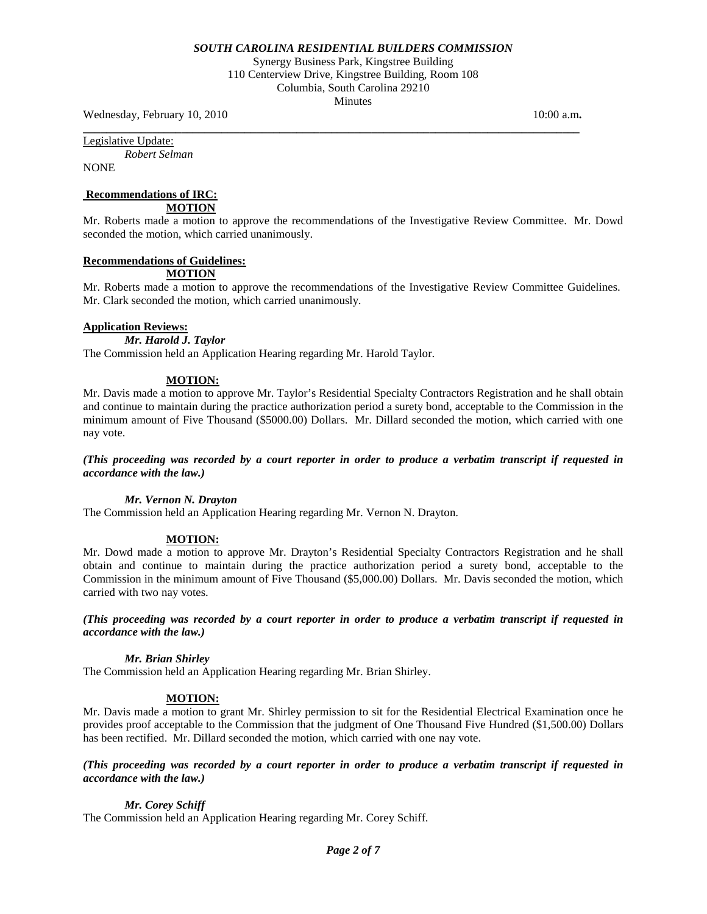Legislative Update:

*Robert Selman*

NONE

**Recommendations of IRC:**

**MOTION**

Mr. Roberts made a motion to approve the recommendations of the Investigative Review Committee. Mr. Dowd seconded the motion, which carried unanimously.

**Recommendations of Guidelines:**

**MOTION**

Mr. Roberts made a motion to approve the recommendations of the Investigative Review Committee Guidelines. Mr. Clark seconded the motion, which carried unanimously.

**Application Reviews:**

***Mr. Harold J. Taylor***

The Commission held an Application Hearing regarding Mr. Harold Taylor.

**MOTION:**

Mr. Davis made a motion to approve Mr. Taylor's Residential Specialty Contractors Registration and he shall obtain and continue to maintain during the practice authorization period a surety bond, acceptable to the Commission in the minimum amount of Five Thousand ($5000.00) Dollars. Mr. Dillard seconded the motion, which carried with one nay vote.

***(This proceeding was recorded by a court reporter in order to produce a verbatim transcript if requested in accordance with the law.)***

***Mr. Vernon N. Drayton***

The Commission held an Application Hearing regarding Mr. Vernon N. Drayton.

**MOTION:**

Mr. Dowd made a motion to approve Mr. Drayton's Residential Specialty Contractors Registration and he shall obtain and continue to maintain during the practice authorization period a surety bond, acceptable to the Commission in the minimum amount of Five Thousand ($5,000.00) Dollars. Mr. Davis seconded the motion, which carried with two nay votes.

***(This proceeding was recorded by a court reporter in order to produce a verbatim transcript if requested in accordance with the law.)***

***Mr. Brian Shirley***

The Commission held an Application Hearing regarding Mr. Brian Shirley.

**MOTION:**

Mr. Davis made a motion to grant Mr. Shirley permission to sit for the Residential Electrical Examination once he provides proof acceptable to the Commission that the judgment of One Thousand Five Hundred ($1,500.00) Dollars has been rectified. Mr. Dillard seconded the motion, which carried with one nay vote.

***(This proceeding was recorded by a court reporter in order to produce a verbatim transcript if requested in accordance with the law.)***

***Mr. Corey Schiff***

The Commission held an Application Hearing regarding Mr. Corey Schiff.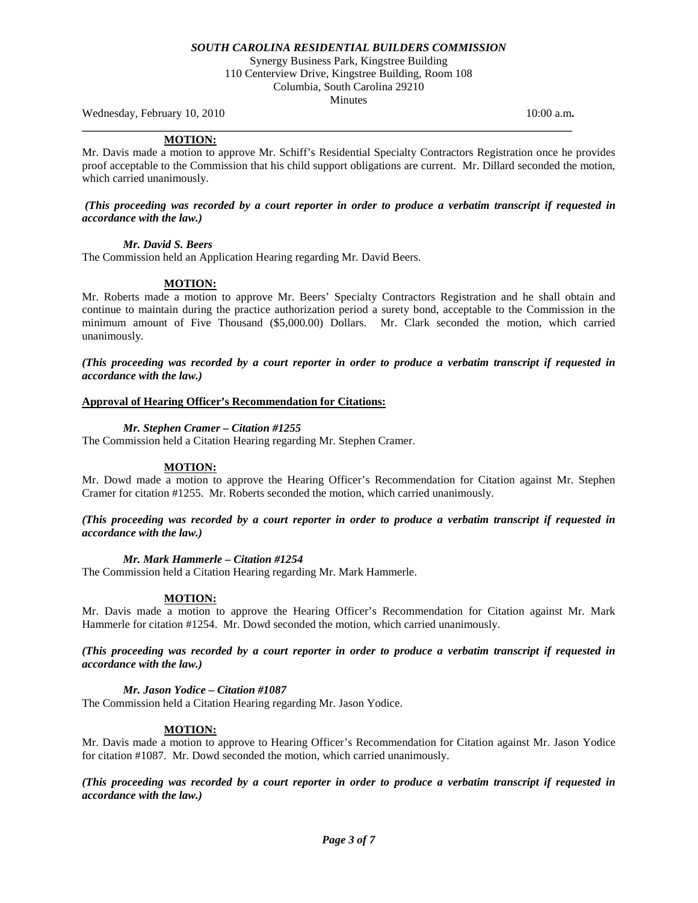**MOTION:**

Mr. Davis made a motion to approve Mr. Schiff's Residential Specialty Contractors Registration once he provides proof acceptable to the Commission that his child support obligations are current. Mr. Dillard seconded the motion, which carried unanimously.

***(This proceeding was recorded by a court reporter in order to produce a verbatim transcript if requested in accordance with the law.)***

***Mr. David S. Beers***

The Commission held an Application Hearing regarding Mr. David Beers.

**MOTION:**

Mr. Roberts made a motion to approve Mr. Beers' Specialty Contractors Registration and he shall obtain and continue to maintain during the practice authorization period a surety bond, acceptable to the Commission in the minimum amount of Five Thousand ($5,000.00) Dollars. Mr. Clark seconded the motion, which carried unanimously.

***(This proceeding was recorded by a court reporter in order to produce a verbatim transcript if requested in accordance with the law.)***

**Approval of Hearing Officer's Recommendation for Citations:**

***Mr. Stephen Cramer – Citation #1255***

The Commission held a Citation Hearing regarding Mr. Stephen Cramer.

**MOTION:**

Mr. Dowd made a motion to approve the Hearing Officer's Recommendation for Citation against Mr. Stephen Cramer for citation #1255. Mr. Roberts seconded the motion, which carried unanimously.

***(This proceeding was recorded by a court reporter in order to produce a verbatim transcript if requested in accordance with the law.)***

***Mr. Mark Hammerle – Citation #1254***

The Commission held a Citation Hearing regarding Mr. Mark Hammerle.

**MOTION:**

Mr. Davis made a motion to approve the Hearing Officer's Recommendation for Citation against Mr. Mark Hammerle for citation #1254. Mr. Dowd seconded the motion, which carried unanimously.

***(This proceeding was recorded by a court reporter in order to produce a verbatim transcript if requested in accordance with the law.)***

***Mr. Jason Yodice – Citation #1087***

The Commission held a Citation Hearing regarding Mr. Jason Yodice.

**MOTION:**

Mr. Davis made a motion to approve to Hearing Officer's Recommendation for Citation against Mr. Jason Yodice for citation #1087. Mr. Dowd seconded the motion, which carried unanimously.

***(This proceeding was recorded by a court reporter in order to produce a verbatim transcript if requested in accordance with the law.)***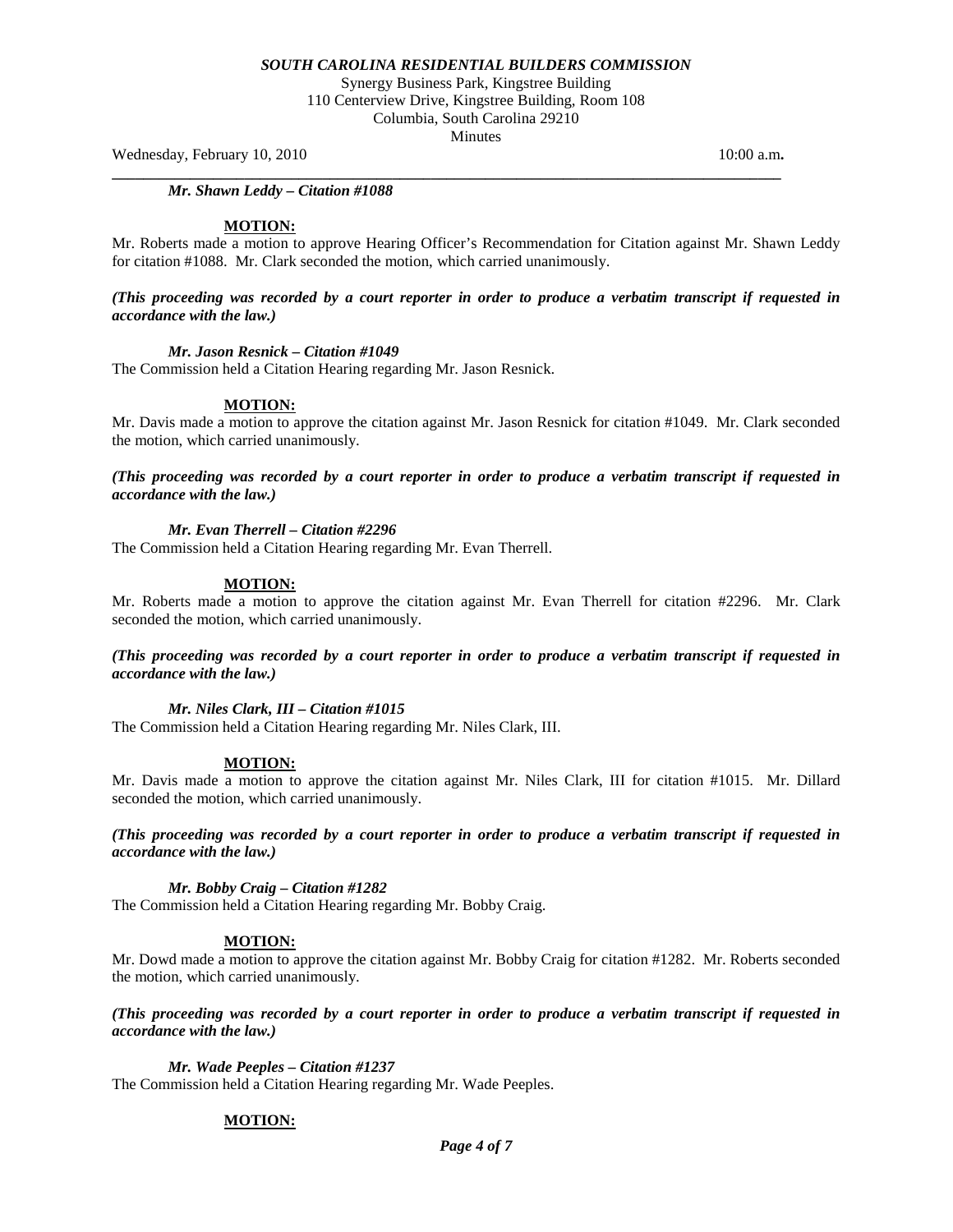***Mr. Shawn Leddy – Citation #1088***

**MOTION:**

Mr. Roberts made a motion to approve Hearing Officer's Recommendation for Citation against Mr. Shawn Leddy for citation #1088. Mr. Clark seconded the motion, which carried unanimously.

***(This proceeding was recorded by a court reporter in order to produce a verbatim transcript if requested in accordance with the law.)***

***Mr. Jason Resnick – Citation #1049***

The Commission held a Citation Hearing regarding Mr. Jason Resnick.

**MOTION:**

Mr. Davis made a motion to approve the citation against Mr. Jason Resnick for citation #1049. Mr. Clark seconded the motion, which carried unanimously.

***(This proceeding was recorded by a court reporter in order to produce a verbatim transcript if requested in accordance with the law.)***

***Mr. Evan Therrell – Citation #2296***

The Commission held a Citation Hearing regarding Mr. Evan Therrell.

**MOTION:**

Mr. Roberts made a motion to approve the citation against Mr. Evan Therrell for citation #2296. Mr. Clark seconded the motion, which carried unanimously.

***(This proceeding was recorded by a court reporter in order to produce a verbatim transcript if requested in accordance with the law.)***

***Mr. Niles Clark, III – Citation #1015***

The Commission held a Citation Hearing regarding Mr. Niles Clark, III.

**MOTION:**

Mr. Davis made a motion to approve the citation against Mr. Niles Clark, III for citation #1015. Mr. Dillard seconded the motion, which carried unanimously.

***(This proceeding was recorded by a court reporter in order to produce a verbatim transcript if requested in accordance with the law.)***

***Mr. Bobby Craig – Citation #1282***

The Commission held a Citation Hearing regarding Mr. Bobby Craig.

**MOTION:**

Mr. Dowd made a motion to approve the citation against Mr. Bobby Craig for citation #1282. Mr. Roberts seconded the motion, which carried unanimously.

***(This proceeding was recorded by a court reporter in order to produce a verbatim transcript if requested in accordance with the law.)***

***Mr. Wade Peeples – Citation #1237***

The Commission held a Citation Hearing regarding Mr. Wade Peeples.

**MOTION:**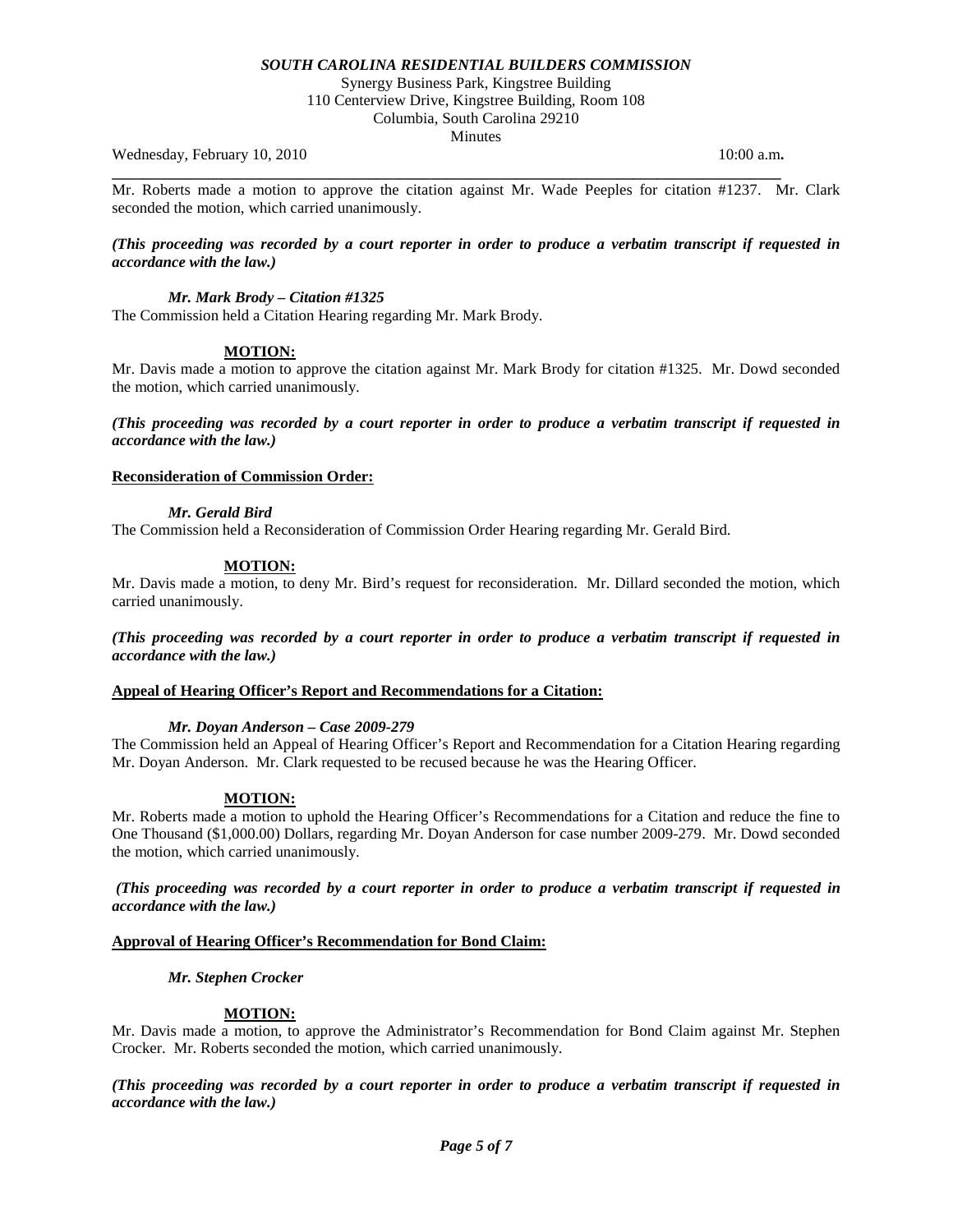Mr. Roberts made a motion to approve the citation against Mr. Wade Peeples for citation #1237. Mr. Clark seconded the motion, which carried unanimously.

***(This proceeding was recorded by a court reporter in order to produce a verbatim transcript if requested in accordance with the law.)***

***Mr. Mark Brody – Citation #1325***

The Commission held a Citation Hearing regarding Mr. Mark Brody.

**MOTION:**

Mr. Davis made a motion to approve the citation against Mr. Mark Brody for citation #1325. Mr. Dowd seconded the motion, which carried unanimously.

***(This proceeding was recorded by a court reporter in order to produce a verbatim transcript if requested in accordance with the law.)***

**Reconsideration of Commission Order:**

***Mr. Gerald Bird***

The Commission held a Reconsideration of Commission Order Hearing regarding Mr. Gerald Bird.

**MOTION:**

Mr. Davis made a motion, to deny Mr. Bird's request for reconsideration. Mr. Dillard seconded the motion, which carried unanimously.

***(This proceeding was recorded by a court reporter in order to produce a verbatim transcript if requested in accordance with the law.)***

**Appeal of Hearing Officer's Report and Recommendations for a Citation:**

***Mr. Doyan Anderson – Case 2009-279***

The Commission held an Appeal of Hearing Officer's Report and Recommendation for a Citation Hearing regarding Mr. Doyan Anderson. Mr. Clark requested to be recused because he was the Hearing Officer.

**MOTION:**

Mr. Roberts made a motion to uphold the Hearing Officer's Recommendations for a Citation and reduce the fine to One Thousand ($1,000.00) Dollars, regarding Mr. Doyan Anderson for case number 2009-279. Mr. Dowd seconded the motion, which carried unanimously.

***(This proceeding was recorded by a court reporter in order to produce a verbatim transcript if requested in accordance with the law.)***

**Approval of Hearing Officer's Recommendation for Bond Claim:**

***Mr. Stephen Crocker***

**MOTION:**

Mr. Davis made a motion, to approve the Administrator's Recommendation for Bond Claim against Mr. Stephen Crocker. Mr. Roberts seconded the motion, which carried unanimously.

***(This proceeding was recorded by a court reporter in order to produce a verbatim transcript if requested in accordance with the law.)***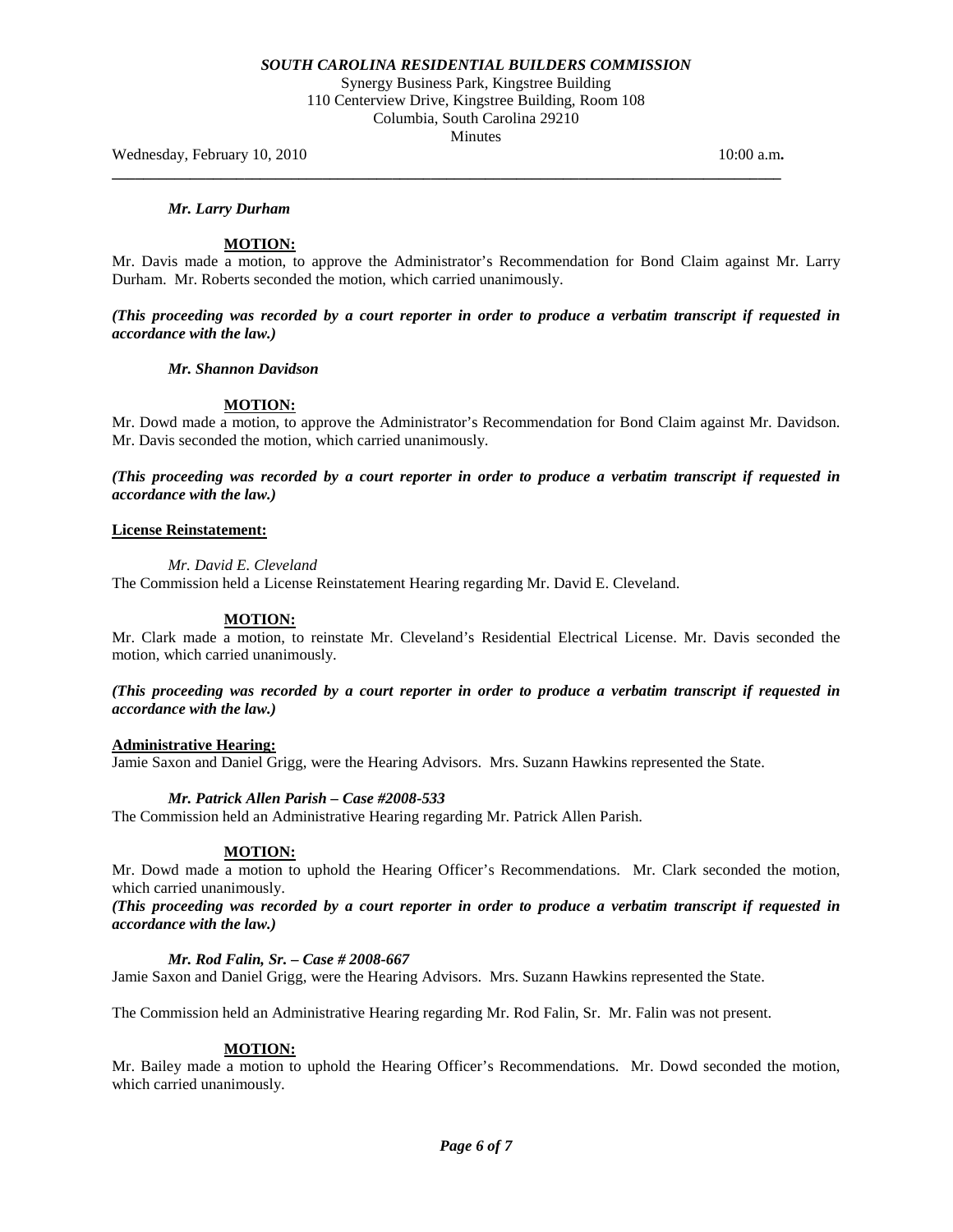*Mr. Larry Durham*

**MOTION:**

Mr. Davis made a motion, to approve the Administrator's Recommendation for Bond Claim against Mr. Larry Durham. Mr. Roberts seconded the motion, which carried unanimously.

***(This proceeding was recorded by a court reporter in order to produce a verbatim transcript if requested in accordance with the law.)***

*Mr. Shannon Davidson*

**MOTION:**

Mr. Dowd made a motion, to approve the Administrator's Recommendation for Bond Claim against Mr. Davidson. Mr. Davis seconded the motion, which carried unanimously.

***(This proceeding was recorded by a court reporter in order to produce a verbatim transcript if requested in accordance with the law.)***

**License Reinstatement:**

*Mr. David E. Cleveland*

The Commission held a License Reinstatement Hearing regarding Mr. David E. Cleveland.

**MOTION:**

Mr. Clark made a motion, to reinstate Mr. Cleveland's Residential Electrical License. Mr. Davis seconded the motion, which carried unanimously.

***(This proceeding was recorded by a court reporter in order to produce a verbatim transcript if requested in accordance with the law.)***

**Administrative Hearing:**

Jamie Saxon and Daniel Grigg, were the Hearing Advisors. Mrs. Suzann Hawkins represented the State.

***Mr. Patrick Allen Parish – Case #2008-533***

The Commission held an Administrative Hearing regarding Mr. Patrick Allen Parish.

**MOTION:**

Mr. Dowd made a motion to uphold the Hearing Officer's Recommendations. Mr. Clark seconded the motion, which carried unanimously.

***(This proceeding was recorded by a court reporter in order to produce a verbatim transcript if requested in accordance with the law.)***

***Mr. Rod Falin, Sr. – Case # 2008-667***

Jamie Saxon and Daniel Grigg, were the Hearing Advisors. Mrs. Suzann Hawkins represented the State.

The Commission held an Administrative Hearing regarding Mr. Rod Falin, Sr. Mr. Falin was not present.

**MOTION:**

Mr. Bailey made a motion to uphold the Hearing Officer's Recommendations. Mr. Dowd seconded the motion, which carried unanimously.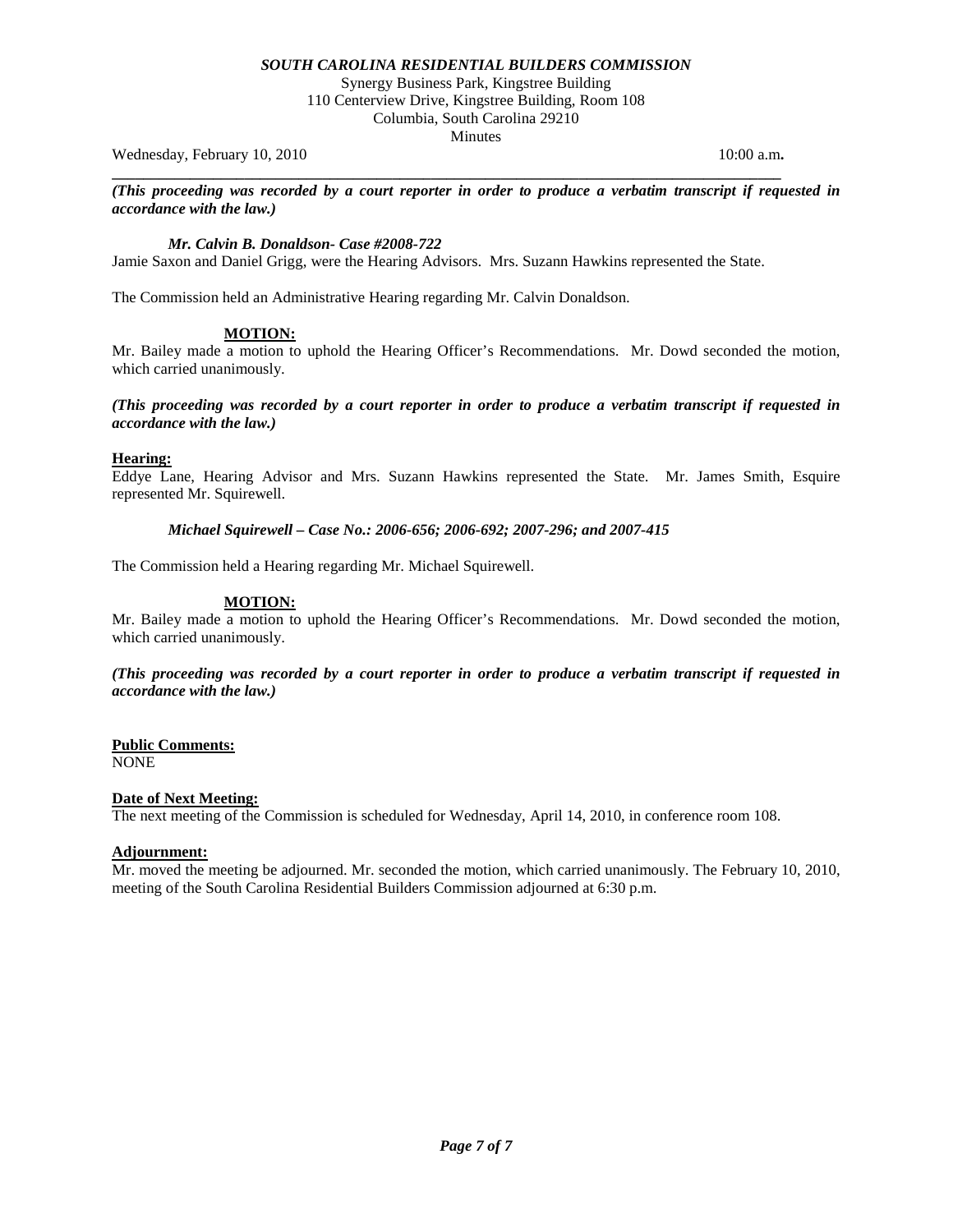***SOUTH CAROLINA RESIDENTIAL BUILDERS COMMISSION***

Synergy Business Park, Kingstree Building
110 Centerview Drive, Kingstree Building, Room 108
Columbia, South Carolina 29210
Minutes

Wednesday, February 10, 2010 10:00 a.m**.**

***(This proceeding was recorded by a court reporter in order to produce a verbatim transcript if requested in accordance with the law.)***

***Mr. Calvin B. Donaldson- Case #2008-722***

Jamie Saxon and Daniel Grigg, were the Hearing Advisors. Mrs. Suzann Hawkins represented the State.

The Commission held an Administrative Hearing regarding Mr. Calvin Donaldson.

**MOTION:**

Mr. Bailey made a motion to uphold the Hearing Officer's Recommendations. Mr. Dowd seconded the motion, which carried unanimously.

***(This proceeding was recorded by a court reporter in order to produce a verbatim transcript if requested in accordance with the law.)***

**Hearing:**

Eddye Lane, Hearing Advisor and Mrs. Suzann Hawkins represented the State. Mr. James Smith, Esquire represented Mr. Squirewell.

***Michael Squirewell – Case No.: 2006-656; 2006-692; 2007-296; and 2007-415***

The Commission held a Hearing regarding Mr. Michael Squirewell.

**MOTION:**

Mr. Bailey made a motion to uphold the Hearing Officer's Recommendations. Mr. Dowd seconded the motion, which carried unanimously.

***(This proceeding was recorded by a court reporter in order to produce a verbatim transcript if requested in accordance with the law.)***

**Public Comments:**

NONE

**Date of Next Meeting:**

The next meeting of the Commission is scheduled for Wednesday, April 14, 2010, in conference room 108.

**Adjournment:**

Mr. moved the meeting be adjourned. Mr. seconded the motion, which carried unanimously. The February 10, 2010, meeting of the South Carolina Residential Builders Commission adjourned at 6:30 p.m.